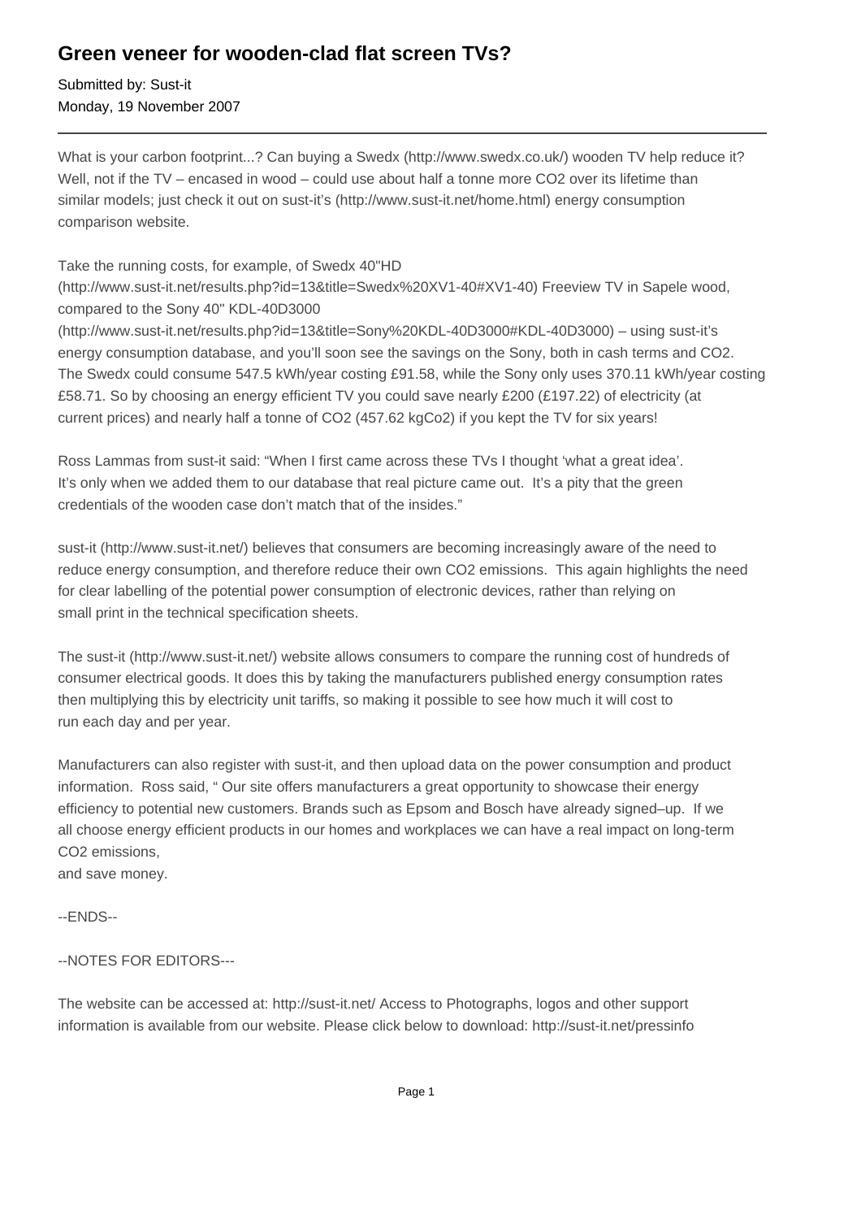# Green veneer for wooden-clad flat screen TVs?

Submitted by: Sust-it
Monday, 19 November 2007

---

What is your carbon footprint...? Can buying a Swedx (http://www.swedx.co.uk/) wooden TV help reduce it? Well, not if the TV – encased in wood – could use about half a tonne more $CO_2$ over its lifetime than similar models; just check it out on sust-it's (http://www.sust-it.net/home.html) energy consumption comparison website.

Take the running costs, for example, of Swedx 40"HD (http://www.sust-it.net/results.php?id=13&title=Swedx%20XV1-40#XV1-40) Freeview TV in Sapele wood, compared to the Sony 40" KDL-40D3000 (http://www.sust-it.net/results.php?id=13&title=Sony%20KDL-40D3000#KDL-40D3000) – using sust-it's energy consumption database, and you'll soon see the savings on the Sony, both in cash terms and $CO_2$. The Swedx could consume 547.5 kWh/year costing £91.58, while the Sony only uses 370.11 kWh/year costing £58.71. So by choosing an energy efficient TV you could save nearly £200 (£197.22) of electricity (at current prices) and nearly half a tonne of $CO_2$ (457.62 kgCo2) if you kept the TV for six years!

Ross Lammas from sust-it said: "When I first came across these TVs I thought 'what a great idea'. It's only when we added them to our database that real picture came out. It's a pity that the green credentials of the wooden case don't match that of the insides."

sust-it (http://www.sust-it.net/) believes that consumers are becoming increasingly aware of the need to reduce energy consumption, and therefore reduce their own $CO_2$ emissions. This again highlights the need for clear labelling of the potential power consumption of electronic devices, rather than relying on small print in the technical specification sheets.

The sust-it (http://www.sust-it.net/) website allows consumers to compare the running cost of hundreds of consumer electrical goods. It does this by taking the manufacturers published energy consumption rates then multiplying this by electricity unit tariffs, so making it possible to see how much it will cost to run each day and per year.

Manufacturers can also register with sust-it, and then upload data on the power consumption and product information. Ross said, " Our site offers manufacturers a great opportunity to showcase their energy efficiency to potential new customers. Brands such as Epsom and Bosch have already signed–up. If we all choose energy efficient products in our homes and workplaces we can have a real impact on long-term $CO_2$ emissions,
and save money.

--ENDS--

--NOTES FOR EDITORS---

The website can be accessed at: http://sust-it.net/ Access to Photographs, logos and other support information is available from our website. Please click below to download: http://sust-it.net/pressinfo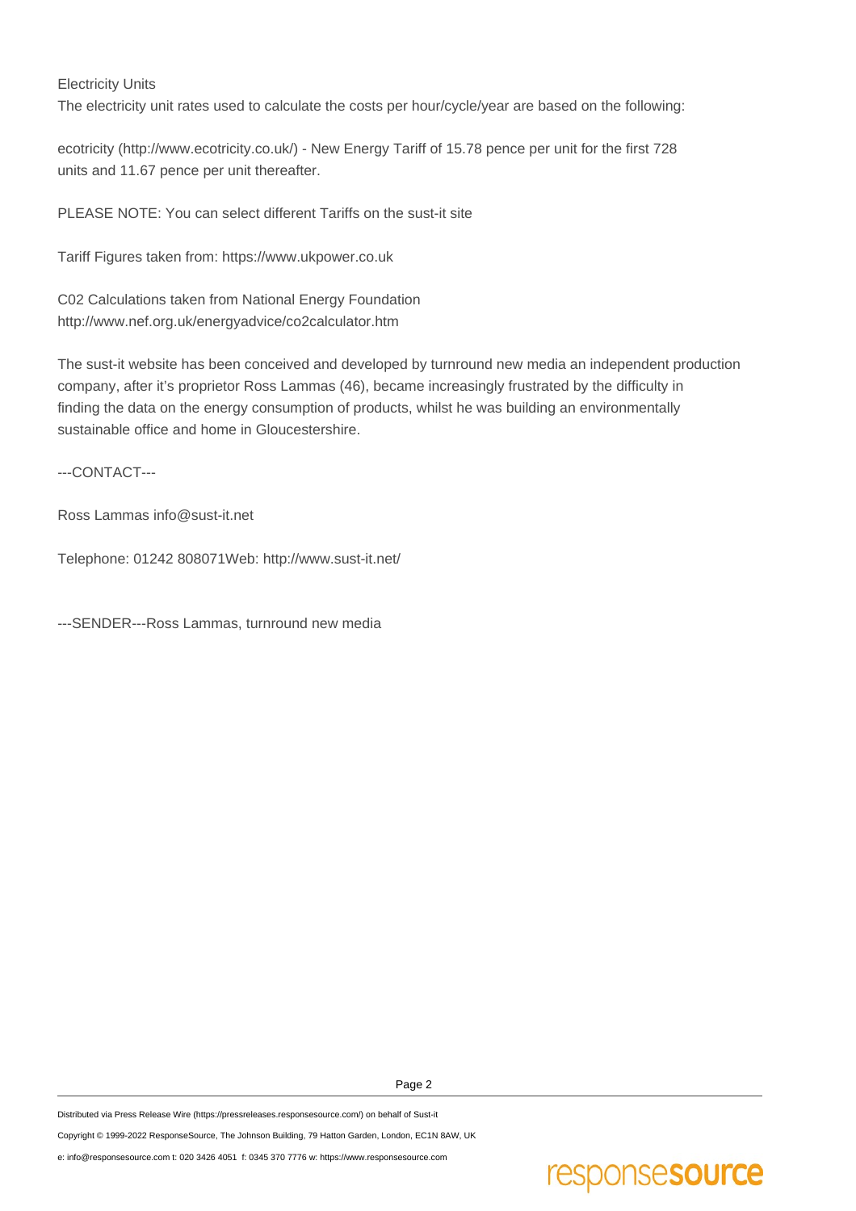Electricity Units

The electricity unit rates used to calculate the costs per hour/cycle/year are based on the following:

ecotricity (http://www.ecotricity.co.uk/) - New Energy Tariff of 15.78 pence per unit for the first 728 units and 11.67 pence per unit thereafter.

PLEASE NOTE: You can select different Tariffs on the sust-it site

Tariff Figures taken from: https://www.ukpower.co.uk

C02 Calculations taken from National Energy Foundation http://www.nef.org.uk/energyadvice/co2calculator.htm

The sust-it website has been conceived and developed by turnround new media an independent production company, after it's proprietor Ross Lammas (46), became increasingly frustrated by the difficulty in finding the data on the energy consumption of products, whilst he was building an environmentally sustainable office and home in Gloucestershire.

---CONTACT---

Ross Lammas info@sust-it.net

Telephone: 01242 808071Web: http://www.sust-it.net/

---SENDER---Ross Lammas, turnround new media

Distributed via Press Release Wire (https://pressreleases.responsesource.com/) on behalf of Sust-it

Copyright © 1999-2022 ResponseSource, The Johnson Building, 79 Hatton Garden, London, EC1N 8AW, UK

e: info@responsesource.com t: 020 3426 4051 f: 0345 370 7776 w: https://www.responsesource.com